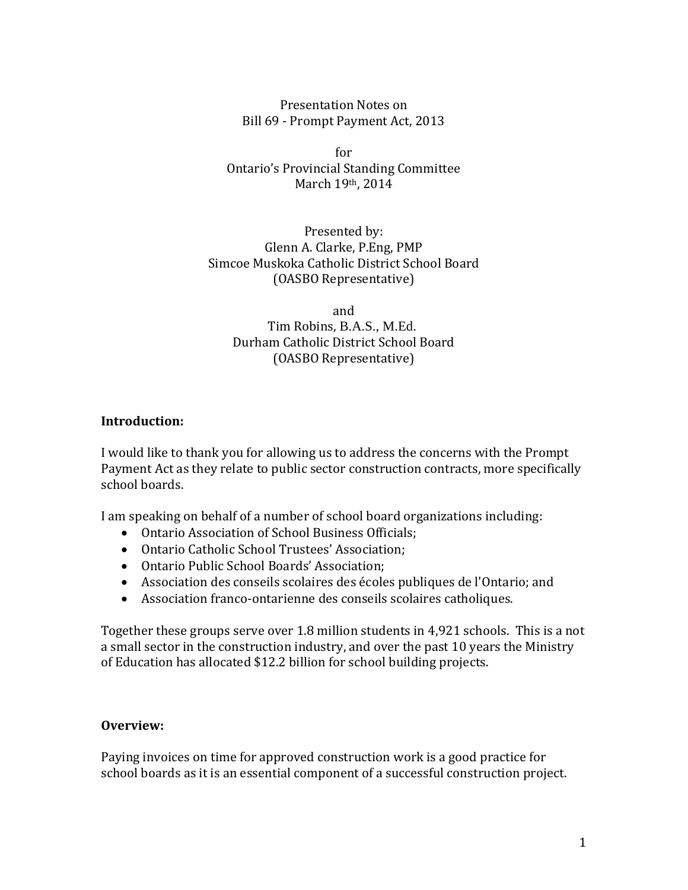Presentation Notes on
Bill 69 - Prompt Payment Act, 2013

for
Ontario's Provincial Standing Committee
March 19th, 2014

Presented by:
Glenn A. Clarke, P.Eng, PMP
Simcoe Muskoka Catholic District School Board
(OASBO Representative)

and
Tim Robins, B.A.S., M.Ed.
Durham Catholic District School Board
(OASBO Representative)

**Introduction:**

I would like to thank you for allowing us to address the concerns with the Prompt Payment Act as they relate to public sector construction contracts, more specifically school boards.

I am speaking on behalf of a number of school board organizations including:

- Ontario Association of School Business Officials;
- Ontario Catholic School Trustees' Association;
- Ontario Public School Boards' Association;
- Association des conseils scolaires des écoles publiques de l'Ontario; and
- Association franco-ontarienne des conseils scolaires catholiques.

Together these groups serve over 1.8 million students in 4,921 schools. This is a not a small sector in the construction industry, and over the past 10 years the Ministry of Education has allocated $12.2 billion for school building projects.

**Overview:**

Paying invoices on time for approved construction work is a good practice for school boards as it is an essential component of a successful construction project.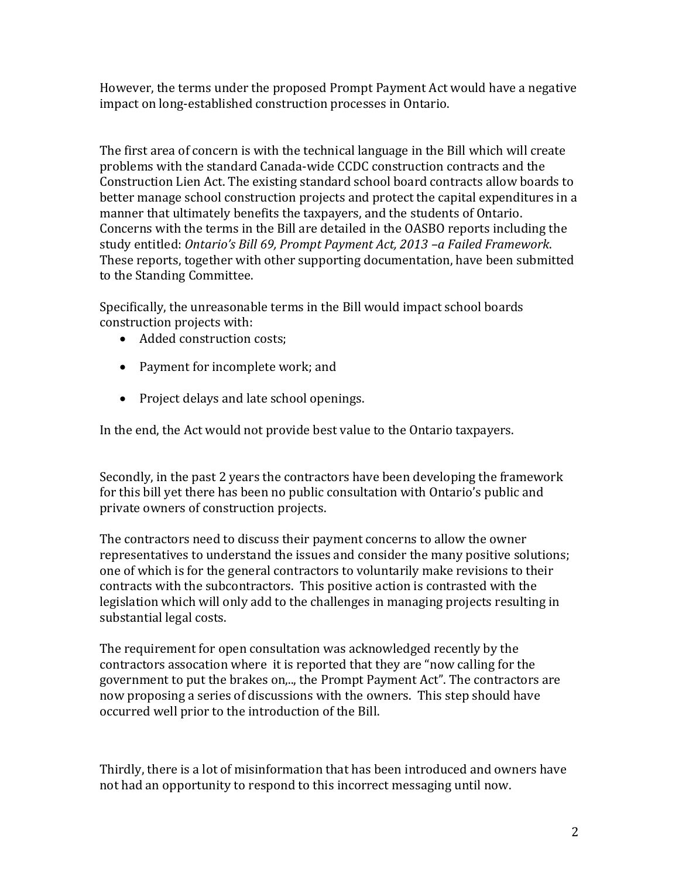However, the terms under the proposed Prompt Payment Act would have a negative impact on long-established construction processes in Ontario.

The first area of concern is with the technical language in the Bill which will create problems with the standard Canada-wide CCDC construction contracts and the Construction Lien Act. The existing standard school board contracts allow boards to better manage school construction projects and protect the capital expenditures in a manner that ultimately benefits the taxpayers, and the students of Ontario. Concerns with the terms in the Bill are detailed in the OASBO reports including the study entitled: *Ontario's Bill 69, Prompt Payment Act, 2013 –a Failed Framework*. These reports, together with other supporting documentation, have been submitted to the Standing Committee.

Specifically, the unreasonable terms in the Bill would impact school boards construction projects with:

- Added construction costs;
- Payment for incomplete work; and
- Project delays and late school openings.

In the end, the Act would not provide best value to the Ontario taxpayers.

Secondly, in the past 2 years the contractors have been developing the framework for this bill yet there has been no public consultation with Ontario's public and private owners of construction projects.

The contractors need to discuss their payment concerns to allow the owner representatives to understand the issues and consider the many positive solutions; one of which is for the general contractors to voluntarily make revisions to their contracts with the subcontractors. This positive action is contrasted with the legislation which will only add to the challenges in managing projects resulting in substantial legal costs.

The requirement for open consultation was acknowledged recently by the contractors assocation where it is reported that they are "now calling for the government to put the brakes on,.., the Prompt Payment Act". The contractors are now proposing a series of discussions with the owners. This step should have occurred well prior to the introduction of the Bill.

Thirdly, there is a lot of misinformation that has been introduced and owners have not had an opportunity to respond to this incorrect messaging until now.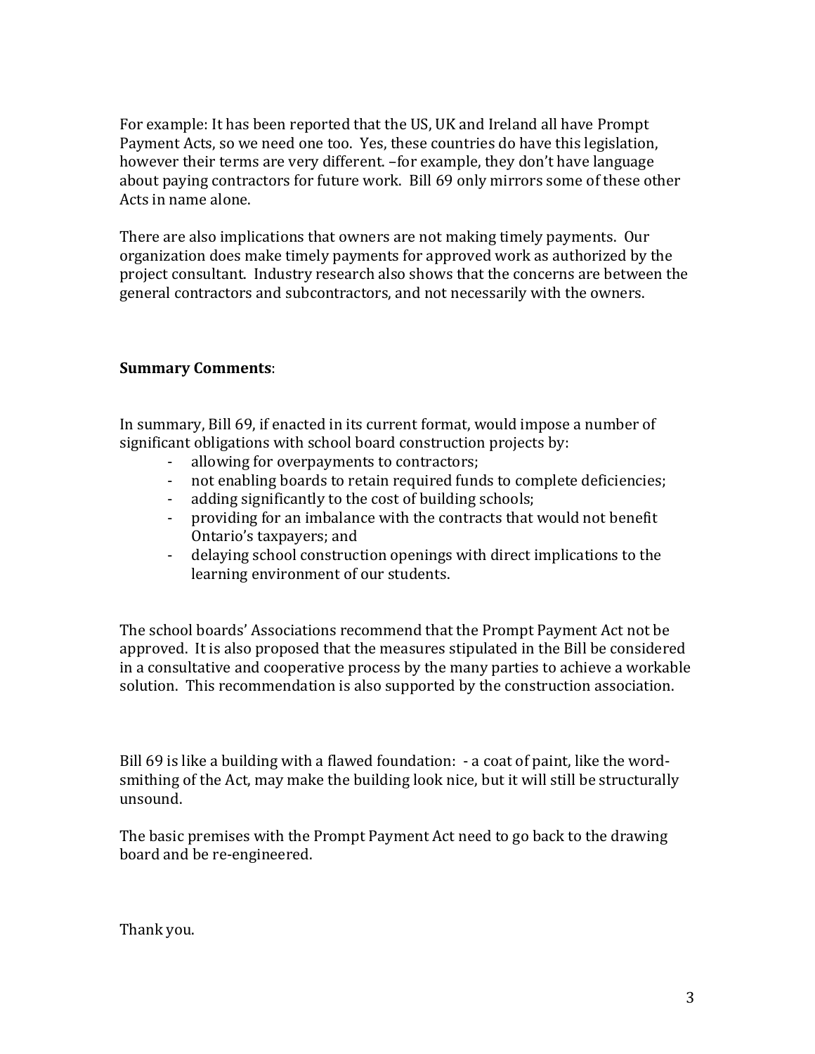For example: It has been reported that the US, UK and Ireland all have Prompt Payment Acts, so we need one too. Yes, these countries do have this legislation, however their terms are very different. –for example, they don't have language about paying contractors for future work. Bill 69 only mirrors some of these other Acts in name alone.

There are also implications that owners are not making timely payments. Our organization does make timely payments for approved work as authorized by the project consultant. Industry research also shows that the concerns are between the general contractors and subcontractors, and not necessarily with the owners.

**Summary Comments**:

In summary, Bill 69, if enacted in its current format, would impose a number of significant obligations with school board construction projects by:

- allowing for overpayments to contractors;
- not enabling boards to retain required funds to complete deficiencies;
- adding significantly to the cost of building schools;
- providing for an imbalance with the contracts that would not benefit Ontario's taxpayers; and
- delaying school construction openings with direct implications to the learning environment of our students.

The school boards' Associations recommend that the Prompt Payment Act not be approved. It is also proposed that the measures stipulated in the Bill be considered in a consultative and cooperative process by the many parties to achieve a workable solution. This recommendation is also supported by the construction association.

Bill 69 is like a building with a flawed foundation: - a coat of paint, like the word-smithing of the Act, may make the building look nice, but it will still be structurally unsound.

The basic premises with the Prompt Payment Act need to go back to the drawing board and be re-engineered.

Thank you.